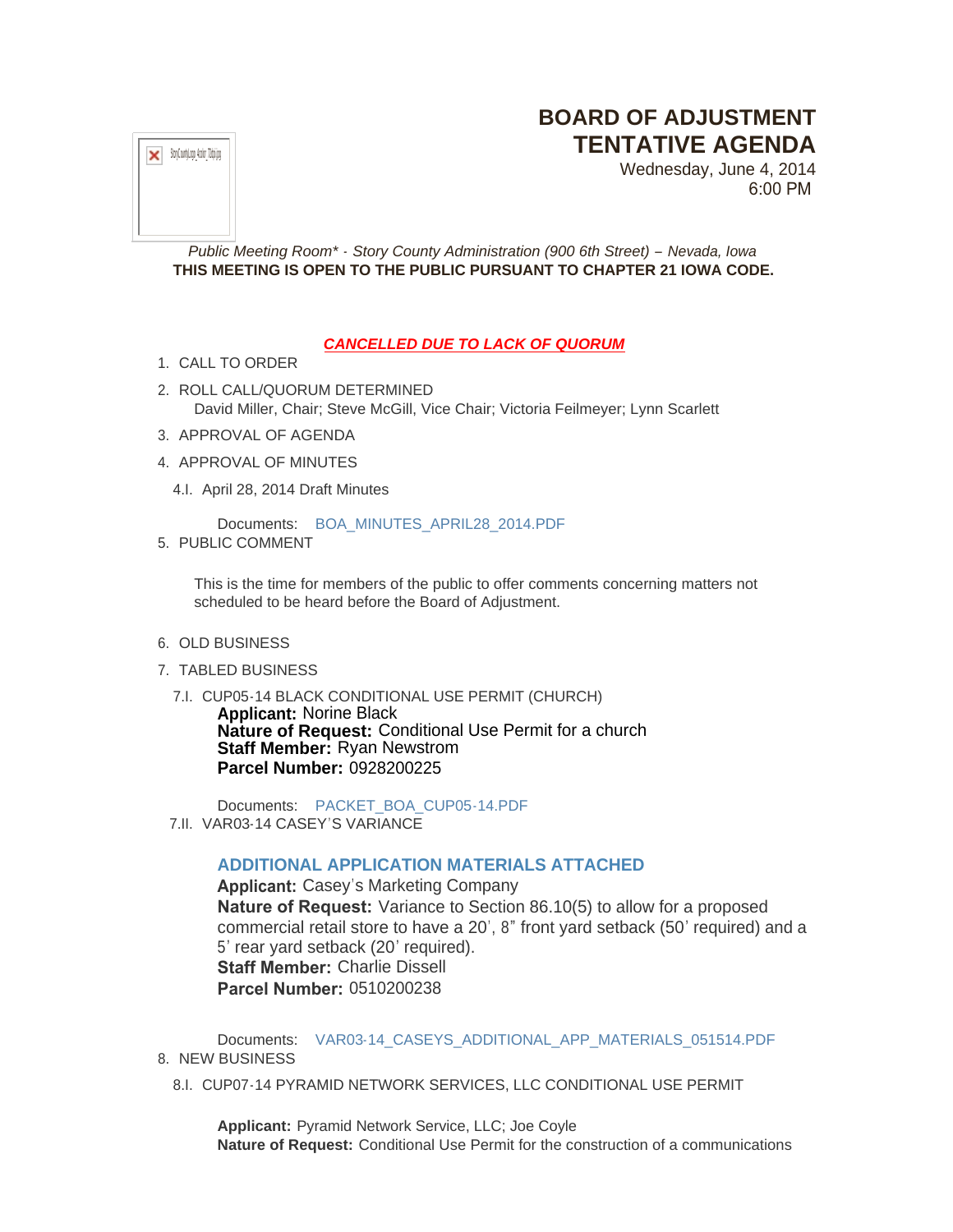# BOARD OF ADJUSTMENT TENTATIVE AGENDA

Wednesday, June 4, 2014
6:00 PM

*Public Meeting Room\* - Story County Administration (900 6th Street) – Nevada, Iowa*
**THIS MEETING IS OPEN TO THE PUBLIC PURSUANT TO CHAPTER 21 IOWA CODE.**

***CANCELLED DUE TO LACK OF QUORUM***

1. CALL TO ORDER
2. ROLL CALL/QUORUM DETERMINED
   David Miller, Chair; Steve McGill, Vice Chair; Victoria Feilmeyer; Lynn Scarlett
3. APPROVAL OF AGENDA
4. APPROVAL OF MINUTES

   4.I. April 28, 2014 Draft Minutes

   Documents: BOA_MINUTES_APRIL28_2014.PDF

5. PUBLIC COMMENT

   This is the time for members of the public to offer comments concerning matters not scheduled to be heard before the Board of Adjustment.

6. OLD BUSINESS
7. TABLED BUSINESS

   7.I. CUP05-14 BLACK CONDITIONAL USE PERMIT (CHURCH)

   **Applicant:** Norine Black
   **Nature of Request:** Conditional Use Permit for a church
   **Staff Member:** Ryan Newstrom
   **Parcel Number:** 0928200225

   Documents: PACKET_BOA_CUP05-14.PDF

   7.II. VAR03-14 CASEY'S VARIANCE

   **ADDITIONAL APPLICATION MATERIALS ATTACHED**
   **Applicant:** Casey's Marketing Company
   **Nature of Request:** Variance to Section 86.10(5) to allow for a proposed commercial retail store to have a 20', 8" front yard setback (50' required) and a 5' rear yard setback (20' required).
   **Staff Member:** Charlie Dissell
   **Parcel Number:** 0510200238

   Documents: VAR03-14_CASEYS_ADDITIONAL_APP_MATERIALS_051514.PDF

8. NEW BUSINESS

   8.I. CUP07-14 PYRAMID NETWORK SERVICES, LLC CONDITIONAL USE PERMIT

   **Applicant:** Pyramid Network Service, LLC; Joe Coyle
   **Nature of Request:** Conditional Use Permit for the construction of a communications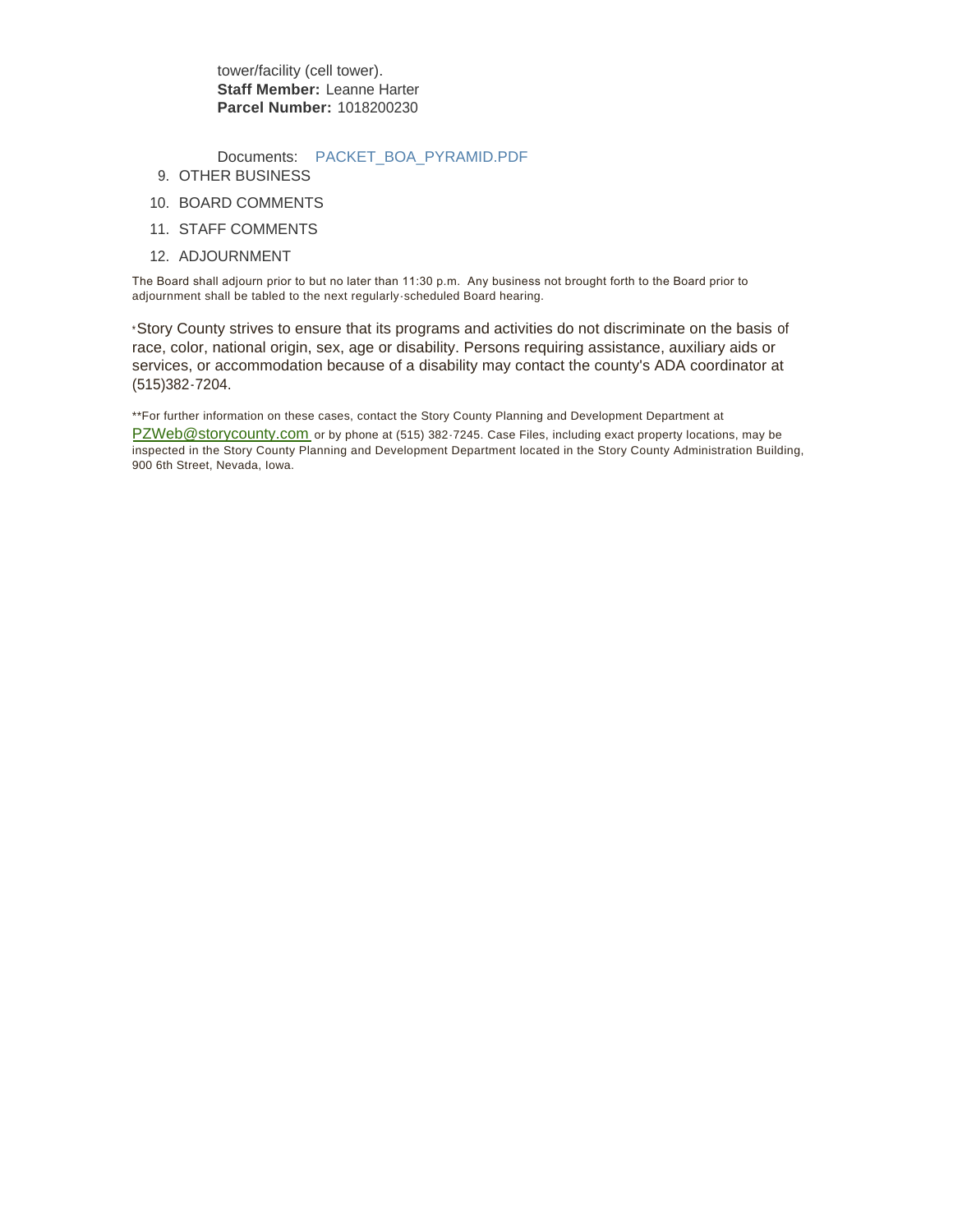tower/facility (cell tower).
**Staff Member:** Leanne Harter
**Parcel Number:** 1018200230

Documents: PACKET_BOA_PYRAMID.PDF

9. OTHER BUSINESS
10. BOARD COMMENTS
11. STAFF COMMENTS
12. ADJOURNMENT

The Board shall adjourn prior to but no later than 11:30 p.m. Any business not brought forth to the Board prior to adjournment shall be tabled to the next regularly-scheduled Board hearing.

*Story County strives to ensure that its programs and activities do not discriminate on the basis of race, color, national origin, sex, age or disability. Persons requiring assistance, auxiliary aids or services, or accommodation because of a disability may contact the county's ADA coordinator at (515)382-7204.

**For further information on these cases, contact the Story County Planning and Development Department at PZWeb@storycounty.com or by phone at (515) 382-7245. Case Files, including exact property locations, may be inspected in the Story County Planning and Development Department located in the Story County Administration Building, 900 6th Street, Nevada, Iowa.